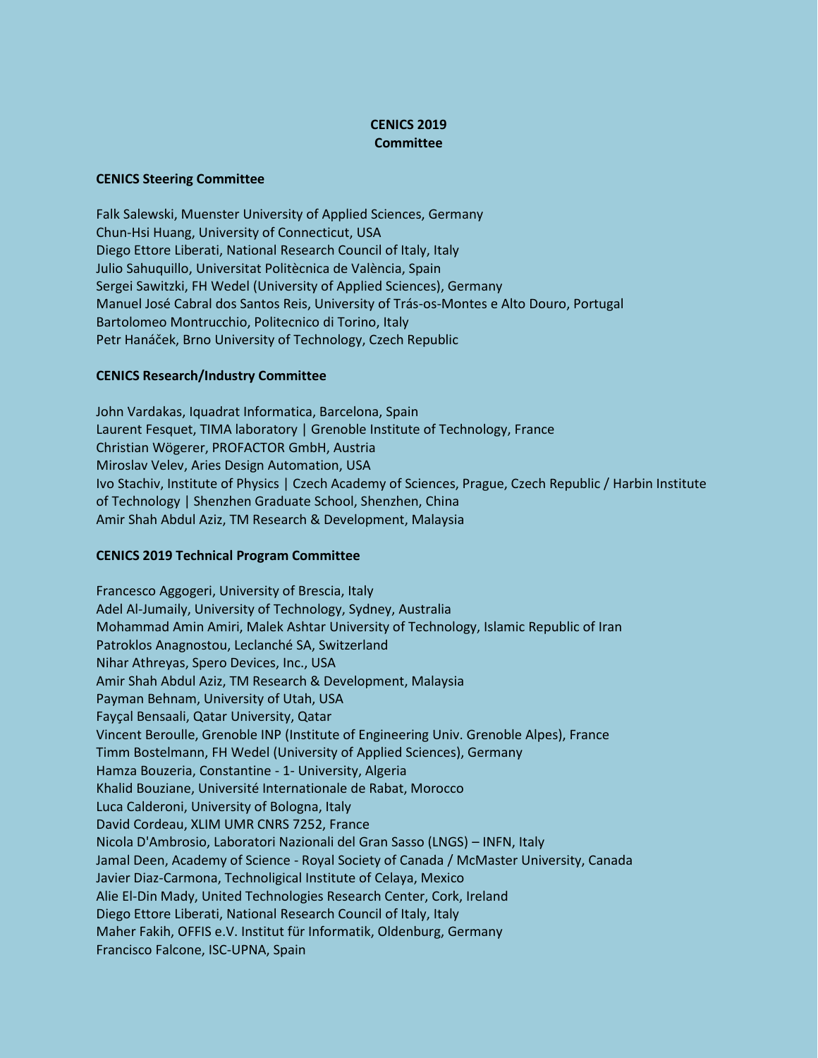# CENICS 2019
# Committee

## CENICS Steering Committee

Falk Salewski, Muenster University of Applied Sciences, Germany
Chun-Hsi Huang, University of Connecticut, USA
Diego Ettore Liberati, National Research Council of Italy, Italy
Julio Sahuquillo, Universitat Politècnica de València, Spain
Sergei Sawitzki, FH Wedel (University of Applied Sciences), Germany
Manuel José Cabral dos Santos Reis, University of Trás-os-Montes e Alto Douro, Portugal
Bartolomeo Montrucchio, Politecnico di Torino, Italy
Petr Hanáček, Brno University of Technology, Czech Republic

## CENICS Research/Industry Committee

John Vardakas, Iquadrat Informatica, Barcelona, Spain
Laurent Fesquet, TIMA laboratory | Grenoble Institute of Technology, France
Christian Wögerer, PROFACTOR GmbH, Austria
Miroslav Velev, Aries Design Automation, USA
Ivo Stachiv, Institute of Physics | Czech Academy of Sciences, Prague, Czech Republic / Harbin Institute of Technology | Shenzhen Graduate School, Shenzhen, China
Amir Shah Abdul Aziz, TM Research & Development, Malaysia

## CENICS 2019 Technical Program Committee

Francesco Aggogeri, University of Brescia, Italy
Adel Al-Jumaily, University of Technology, Sydney, Australia
Mohammad Amin Amiri, Malek Ashtar University of Technology, Islamic Republic of Iran
Patroklos Anagnostou, Leclanché SA, Switzerland
Nihar Athreyas, Spero Devices, Inc., USA
Amir Shah Abdul Aziz, TM Research & Development, Malaysia
Payman Behnam, University of Utah, USA
Fayçal Bensaali, Qatar University, Qatar
Vincent Beroulle, Grenoble INP (Institute of Engineering Univ. Grenoble Alpes), France
Timm Bostelmann, FH Wedel (University of Applied Sciences), Germany
Hamza Bouzeria, Constantine - 1- University, Algeria
Khalid Bouziane, Université Internationale de Rabat, Morocco
Luca Calderoni, University of Bologna, Italy
David Cordeau, XLIM UMR CNRS 7252, France
Nicola D'Ambrosio, Laboratori Nazionali del Gran Sasso (LNGS) – INFN, Italy
Jamal Deen, Academy of Science - Royal Society of Canada / McMaster University, Canada
Javier Diaz-Carmona, Technoligical Institute of Celaya, Mexico
Alie El-Din Mady, United Technologies Research Center, Cork, Ireland
Diego Ettore Liberati, National Research Council of Italy, Italy
Maher Fakih, OFFIS e.V. Institut für Informatik, Oldenburg, Germany
Francisco Falcone, ISC-UPNA, Spain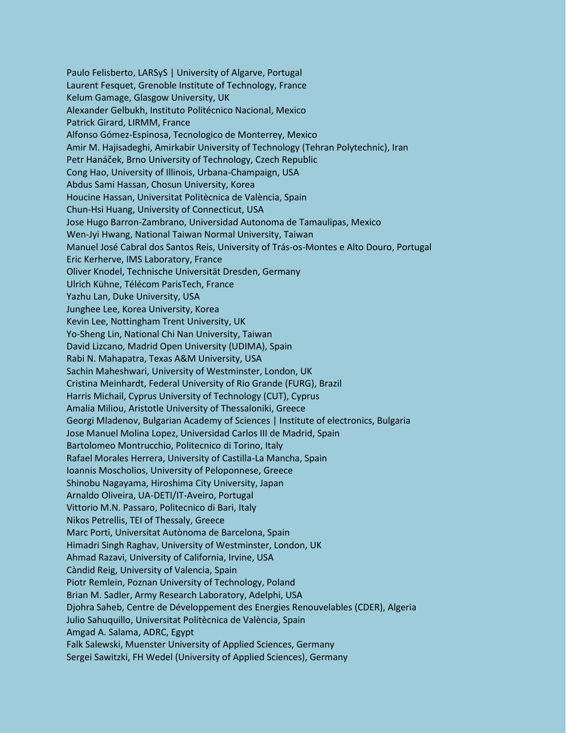Paulo Felisberto, LARSyS | University of Algarve, Portugal
Laurent Fesquet, Grenoble Institute of Technology, France
Kelum Gamage, Glasgow University, UK
Alexander Gelbukh, Instituto Politécnico Nacional, Mexico
Patrick Girard, LIRMM, France
Alfonso Gómez-Espinosa, Tecnologico de Monterrey, Mexico
Amir M. Hajisadeghi, Amirkabir University of Technology (Tehran Polytechnic), Iran
Petr Hanáček, Brno University of Technology, Czech Republic
Cong Hao, University of Illinois, Urbana-Champaign, USA
Abdus Sami Hassan, Chosun University, Korea
Houcine Hassan, Universitat Politècnica de València, Spain
Chun-Hsi Huang, University of Connecticut, USA
Jose Hugo Barron-Zambrano, Universidad Autonoma de Tamaulipas, Mexico
Wen-Jyi Hwang, National Taiwan Normal University, Taiwan
Manuel José Cabral dos Santos Reis, University of Trás-os-Montes e Alto Douro, Portugal
Eric Kerherve, IMS Laboratory, France
Oliver Knodel, Technische Universität Dresden, Germany
Ulrich Kühne, Télécom ParisTech, France
Yazhu Lan, Duke University, USA
Junghee Lee, Korea University, Korea
Kevin Lee, Nottingham Trent University, UK
Yo-Sheng Lin, National Chi Nan University, Taiwan
David Lizcano, Madrid Open University (UDIMA), Spain
Rabi N. Mahapatra, Texas A&M University, USA
Sachin Maheshwari, University of Westminster, London, UK
Cristina Meinhardt, Federal University of Rio Grande (FURG), Brazil
Harris Michail, Cyprus University of Technology (CUT), Cyprus
Amalia Miliou, Aristotle University of Thessaloniki, Greece
Georgi Mladenov, Bulgarian Academy of Sciences | Institute of electronics, Bulgaria
Jose Manuel Molina Lopez, Universidad Carlos III de Madrid, Spain
Bartolomeo Montrucchio, Politecnico di Torino, Italy
Rafael Morales Herrera, University of Castilla-La Mancha, Spain
Ioannis Moscholios, University of Peloponnese, Greece
Shinobu Nagayama, Hiroshima City University, Japan
Arnaldo Oliveira, UA-DETI/IT-Aveiro, Portugal
Vittorio M.N. Passaro, Politecnico di Bari, Italy
Nikos Petrellis, TEI of Thessaly, Greece
Marc Porti, Universitat Autònoma de Barcelona, Spain
Himadri Singh Raghav, University of Westminster, London, UK
Ahmad Razavi, University of California, Irvine, USA
Càndid Reig, University of Valencia, Spain
Piotr Remlein, Poznan University of Technology, Poland
Brian M. Sadler, Army Research Laboratory, Adelphi, USA
Djohra Saheb, Centre de Développement des Energies Renouvelables (CDER), Algeria
Julio Sahuquillo, Universitat Politècnica de València, Spain
Amgad A. Salama, ADRC, Egypt
Falk Salewski, Muenster University of Applied Sciences, Germany
Sergei Sawitzki, FH Wedel (University of Applied Sciences), Germany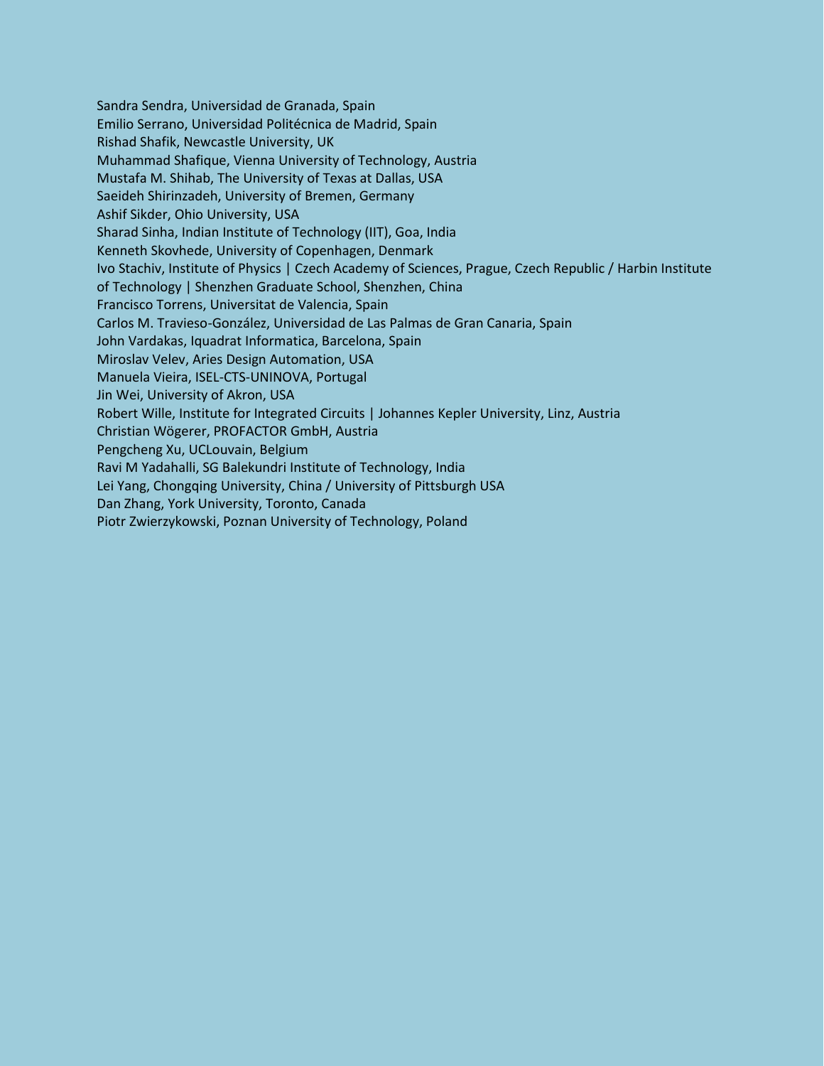Sandra Sendra, Universidad de Granada, Spain
Emilio Serrano, Universidad Politécnica de Madrid, Spain
Rishad Shafik, Newcastle University, UK
Muhammad Shafique, Vienna University of Technology, Austria
Mustafa M. Shihab, The University of Texas at Dallas, USA
Saeideh Shirinzadeh, University of Bremen, Germany
Ashif Sikder, Ohio University, USA
Sharad Sinha, Indian Institute of Technology (IIT), Goa, India
Kenneth Skovhede, University of Copenhagen, Denmark
Ivo Stachiv, Institute of Physics | Czech Academy of Sciences, Prague, Czech Republic / Harbin Institute of Technology | Shenzhen Graduate School, Shenzhen, China
Francisco Torrens, Universitat de Valencia, Spain
Carlos M. Travieso-González, Universidad de Las Palmas de Gran Canaria, Spain
John Vardakas, Iquadrat Informatica, Barcelona, Spain
Miroslav Velev, Aries Design Automation, USA
Manuela Vieira, ISEL-CTS-UNINOVA, Portugal
Jin Wei, University of Akron, USA
Robert Wille, Institute for Integrated Circuits | Johannes Kepler University, Linz, Austria
Christian Wögerer, PROFACTOR GmbH, Austria
Pengcheng Xu, UCLouvain, Belgium
Ravi M Yadahalli, SG Balekundri Institute of Technology, India
Lei Yang, Chongqing University, China / University of Pittsburgh USA
Dan Zhang, York University, Toronto, Canada
Piotr Zwierzykowski, Poznan University of Technology, Poland